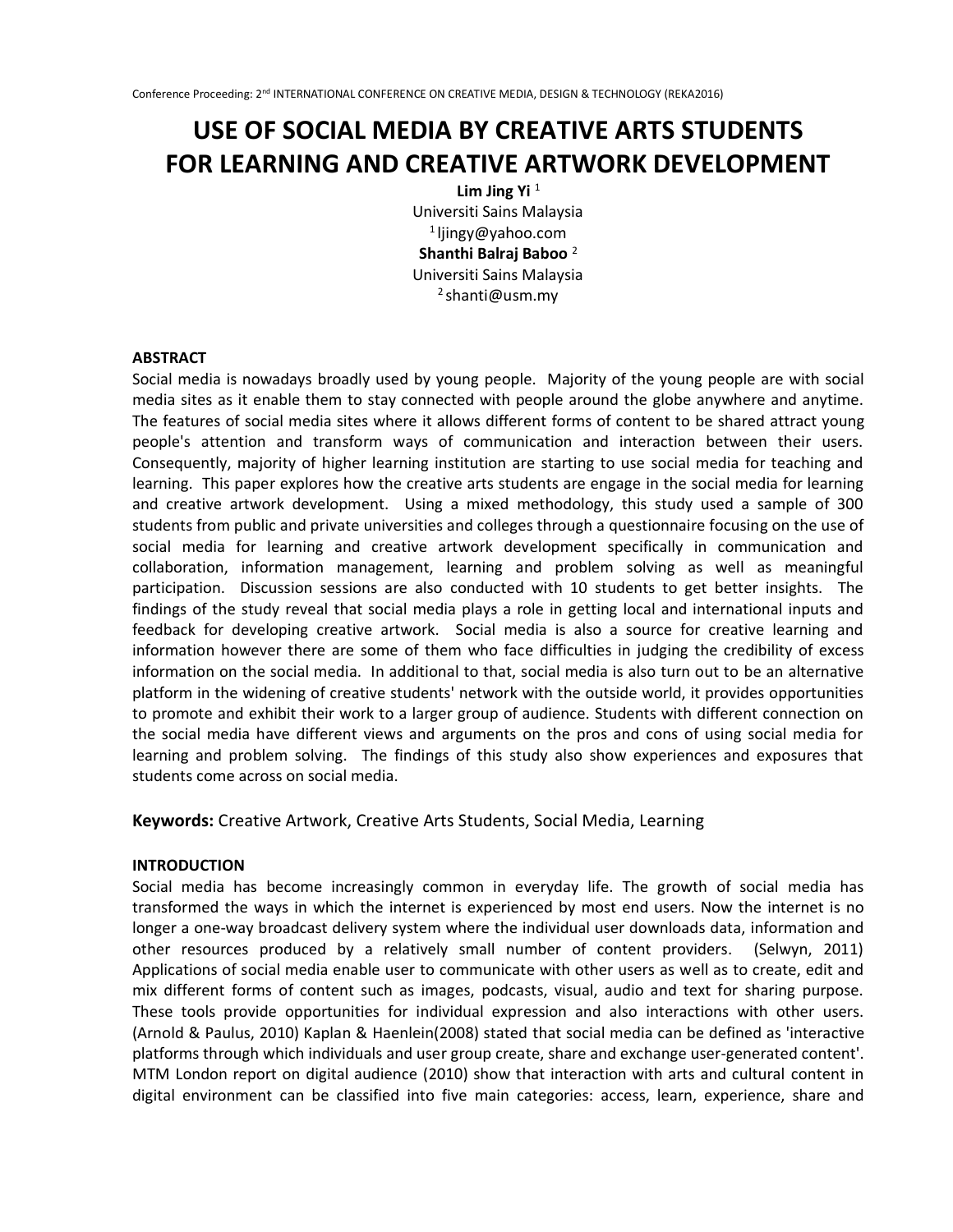# USE OF SOCIAL MEDIA BY CREATIVE ARTS STUDENTS FOR LEARNING AND CREATIVE ARTWORK DEVELOPMENT

**Lim Jing Yi** [1]
Universiti Sains Malaysia
[1] ljingy@yahoo.com

**Shanthi Balraj Baboo** [2]
Universiti Sains Malaysia
[2] shanti@usm.my

## ABSTRACT

Social media is nowadays broadly used by young people. Majority of the young people are with social media sites as it enable them to stay connected with people around the globe anywhere and anytime. The features of social media sites where it allows different forms of content to be shared attract young people's attention and transform ways of communication and interaction between their users. Consequently, majority of higher learning institution are starting to use social media for teaching and learning. This paper explores how the creative arts students are engage in the social media for learning and creative artwork development. Using a mixed methodology, this study used a sample of 300 students from public and private universities and colleges through a questionnaire focusing on the use of social media for learning and creative artwork development specifically in communication and collaboration, information management, learning and problem solving as well as meaningful participation. Discussion sessions are also conducted with 10 students to get better insights. The findings of the study reveal that social media plays a role in getting local and international inputs and feedback for developing creative artwork. Social media is also a source for creative learning and information however there are some of them who face difficulties in judging the credibility of excess information on the social media. In additional to that, social media is also turn out to be an alternative platform in the widening of creative students' network with the outside world, it provides opportunities to promote and exhibit their work to a larger group of audience. Students with different connection on the social media have different views and arguments on the pros and cons of using social media for learning and problem solving. The findings of this study also show experiences and exposures that students come across on social media.

**Keywords:** Creative Artwork, Creative Arts Students, Social Media, Learning

## INTRODUCTION

Social media has become increasingly common in everyday life. The growth of social media has transformed the ways in which the internet is experienced by most end users. Now the internet is no longer a one-way broadcast delivery system where the individual user downloads data, information and other resources produced by a relatively small number of content providers. (Selwyn, 2011) Applications of social media enable user to communicate with other users as well as to create, edit and mix different forms of content such as images, podcasts, visual, audio and text for sharing purpose. These tools provide opportunities for individual expression and also interactions with other users. (Arnold & Paulus, 2010) Kaplan & Haenlein(2008) stated that social media can be defined as 'interactive platforms through which individuals and user group create, share and exchange user-generated content'. MTM London report on digital audience (2010) show that interaction with arts and cultural content in digital environment can be classified into five main categories: access, learn, experience, share and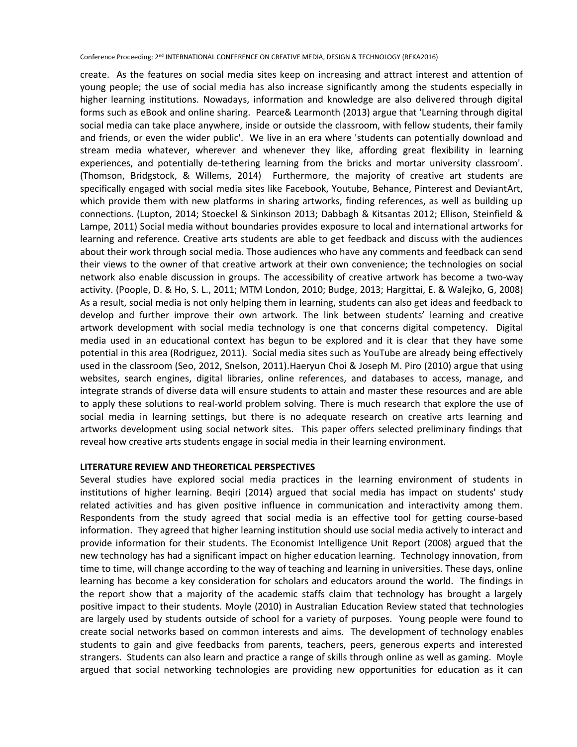create. As the features on social media sites keep on increasing and attract interest and attention of young people; the use of social media has also increase significantly among the students especially in higher learning institutions. Nowadays, information and knowledge are also delivered through digital forms such as eBook and online sharing. Pearce& Learmonth (2013) argue that 'Learning through digital social media can take place anywhere, inside or outside the classroom, with fellow students, their family and friends, or even the wider public'. We live in an era where 'students can potentially download and stream media whatever, wherever and whenever they like, affording great flexibility in learning experiences, and potentially de-tethering learning from the bricks and mortar university classroom'. (Thomson, Bridgstock, & Willems, 2014) Furthermore, the majority of creative art students are specifically engaged with social media sites like Facebook, Youtube, Behance, Pinterest and DeviantArt, which provide them with new platforms in sharing artworks, finding references, as well as building up connections. (Lupton, 2014; Stoeckel & Sinkinson 2013; Dabbagh & Kitsantas 2012; Ellison, Steinfield & Lampe, 2011) Social media without boundaries provides exposure to local and international artworks for learning and reference. Creative arts students are able to get feedback and discuss with the audiences about their work through social media. Those audiences who have any comments and feedback can send their views to the owner of that creative artwork at their own convenience; the technologies on social network also enable discussion in groups. The accessibility of creative artwork has become a two-way activity. (Poople, D. & Ho, S. L., 2011; MTM London, 2010; Budge, 2013; Hargittai, E. & Walejko, G, 2008) As a result, social media is not only helping them in learning, students can also get ideas and feedback to develop and further improve their own artwork. The link between students' learning and creative artwork development with social media technology is one that concerns digital competency. Digital media used in an educational context has begun to be explored and it is clear that they have some potential in this area (Rodriguez, 2011). Social media sites such as YouTube are already being effectively used in the classroom (Seo, 2012, Snelson, 2011).Haeryun Choi & Joseph M. Piro (2010) argue that using websites, search engines, digital libraries, online references, and databases to access, manage, and integrate strands of diverse data will ensure students to attain and master these resources and are able to apply these solutions to real-world problem solving. There is much research that explore the use of social media in learning settings, but there is no adequate research on creative arts learning and artworks development using social network sites. This paper offers selected preliminary findings that reveal how creative arts students engage in social media in their learning environment.

## LITERATURE REVIEW AND THEORETICAL PERSPECTIVES

Several studies have explored social media practices in the learning environment of students in institutions of higher learning. Beqiri (2014) argued that social media has impact on students' study related activities and has given positive influence in communication and interactivity among them. Respondents from the study agreed that social media is an effective tool for getting course-based information. They agreed that higher learning institution should use social media actively to interact and provide information for their students. The Economist Intelligence Unit Report (2008) argued that the new technology has had a significant impact on higher education learning. Technology innovation, from time to time, will change according to the way of teaching and learning in universities. These days, online learning has become a key consideration for scholars and educators around the world. The findings in the report show that a majority of the academic staffs claim that technology has brought a largely positive impact to their students. Moyle (2010) in Australian Education Review stated that technologies are largely used by students outside of school for a variety of purposes. Young people were found to create social networks based on common interests and aims. The development of technology enables students to gain and give feedbacks from parents, teachers, peers, generous experts and interested strangers. Students can also learn and practice a range of skills through online as well as gaming. Moyle argued that social networking technologies are providing new opportunities for education as it can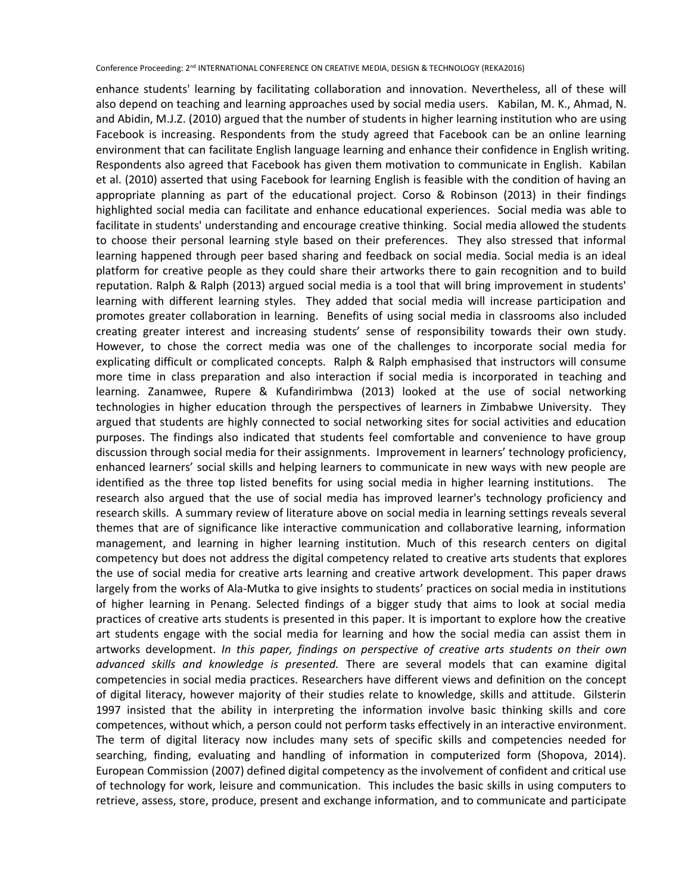enhance students' learning by facilitating collaboration and innovation. Nevertheless, all of these will also depend on teaching and learning approaches used by social media users. Kabilan, M. K., Ahmad, N. and Abidin, M.J.Z. (2010) argued that the number of students in higher learning institution who are using Facebook is increasing. Respondents from the study agreed that Facebook can be an online learning environment that can facilitate English language learning and enhance their confidence in English writing. Respondents also agreed that Facebook has given them motivation to communicate in English. Kabilan et al. (2010) asserted that using Facebook for learning English is feasible with the condition of having an appropriate planning as part of the educational project. Corso & Robinson (2013) in their findings highlighted social media can facilitate and enhance educational experiences. Social media was able to facilitate in students' understanding and encourage creative thinking. Social media allowed the students to choose their personal learning style based on their preferences. They also stressed that informal learning happened through peer based sharing and feedback on social media. Social media is an ideal platform for creative people as they could share their artworks there to gain recognition and to build reputation. Ralph & Ralph (2013) argued social media is a tool that will bring improvement in students' learning with different learning styles. They added that social media will increase participation and promotes greater collaboration in learning. Benefits of using social media in classrooms also included creating greater interest and increasing students' sense of responsibility towards their own study. However, to chose the correct media was one of the challenges to incorporate social media for explicating difficult or complicated concepts. Ralph & Ralph emphasised that instructors will consume more time in class preparation and also interaction if social media is incorporated in teaching and learning. Zanamwee, Rupere & Kufandirimbwa (2013) looked at the use of social networking technologies in higher education through the perspectives of learners in Zimbabwe University. They argued that students are highly connected to social networking sites for social activities and education purposes. The findings also indicated that students feel comfortable and convenience to have group discussion through social media for their assignments. Improvement in learners' technology proficiency, enhanced learners' social skills and helping learners to communicate in new ways with new people are identified as the three top listed benefits for using social media in higher learning institutions. The research also argued that the use of social media has improved learner's technology proficiency and research skills. A summary review of literature above on social media in learning settings reveals several themes that are of significance like interactive communication and collaborative learning, information management, and learning in higher learning institution. Much of this research centers on digital competency but does not address the digital competency related to creative arts students that explores the use of social media for creative arts learning and creative artwork development. This paper draws largely from the works of Ala-Mutka to give insights to students' practices on social media in institutions of higher learning in Penang. Selected findings of a bigger study that aims to look at social media practices of creative arts students is presented in this paper. It is important to explore how the creative art students engage with the social media for learning and how the social media can assist them in artworks development. *In this paper, findings on perspective of creative arts students on their own advanced skills and knowledge is presented.* There are several models that can examine digital competencies in social media practices. Researchers have different views and definition on the concept of digital literacy, however majority of their studies relate to knowledge, skills and attitude. Gilsterin 1997 insisted that the ability in interpreting the information involve basic thinking skills and core competences, without which, a person could not perform tasks effectively in an interactive environment. The term of digital literacy now includes many sets of specific skills and competencies needed for searching, finding, evaluating and handling of information in computerized form (Shopova, 2014). European Commission (2007) defined digital competency as the involvement of confident and critical use of technology for work, leisure and communication. This includes the basic skills in using computers to retrieve, assess, store, produce, present and exchange information, and to communicate and participate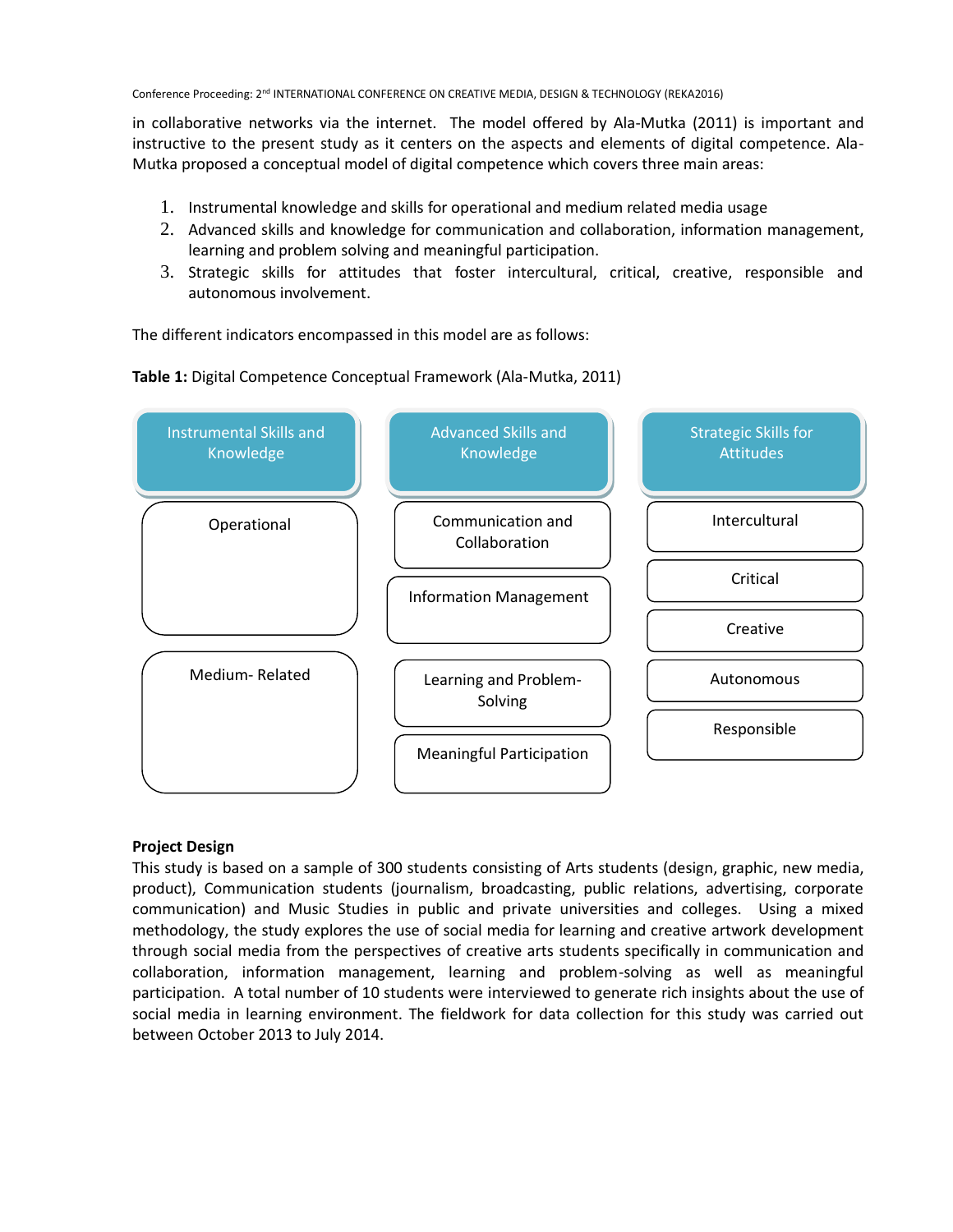in collaborative networks via the internet. The model offered by Ala-Mutka (2011) is important and instructive to the present study as it centers on the aspects and elements of digital competence. Ala-Mutka proposed a conceptual model of digital competence which covers three main areas:

1. Instrumental knowledge and skills for operational and medium related media usage
2. Advanced skills and knowledge for communication and collaboration, information management, learning and problem solving and meaningful participation.
3. Strategic skills for attitudes that foster intercultural, critical, creative, responsible and autonomous involvement.

The different indicators encompassed in this model are as follows:

**Table 1:** Digital Competence Conceptual Framework (Ala-Mutka, 2011)

| Instrumental Skills and Knowledge | Advanced Skills and Knowledge | Strategic Skills for Attitudes |
| --- | --- | --- |
| Operational | Communication and Collaboration | Intercultural |
| | Information Management | Critical |
| | | Creative |
| Medium- Related | Learning and Problem-Solving | Autonomous |
| | Meaningful Participation | Responsible |

**Project Design**

This study is based on a sample of 300 students consisting of Arts students (design, graphic, new media, product), Communication students (journalism, broadcasting, public relations, advertising, corporate communication) and Music Studies in public and private universities and colleges. Using a mixed methodology, the study explores the use of social media for learning and creative artwork development through social media from the perspectives of creative arts students specifically in communication and collaboration, information management, learning and problem-solving as well as meaningful participation. A total number of 10 students were interviewed to generate rich insights about the use of social media in learning environment. The fieldwork for data collection for this study was carried out between October 2013 to July 2014.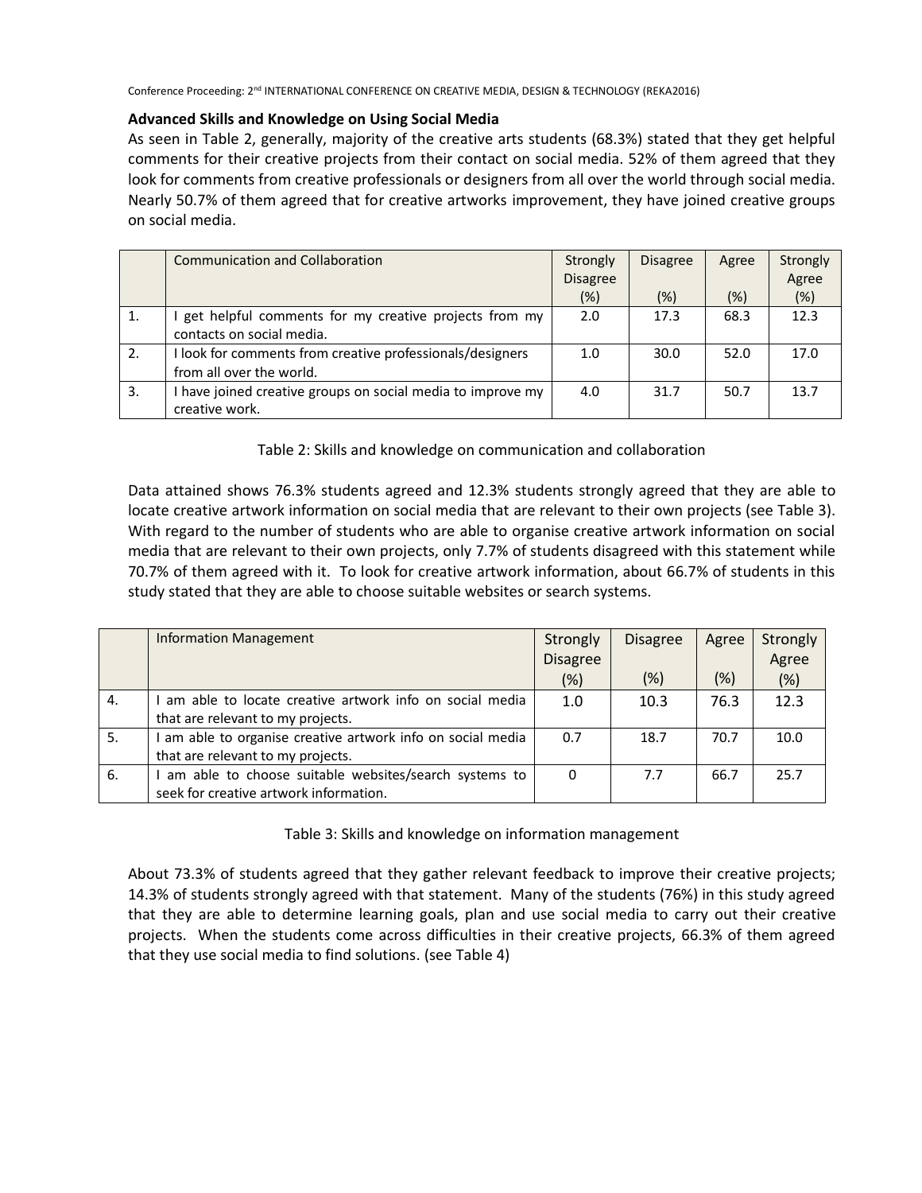### Advanced Skills and Knowledge on Using Social Media

As seen in Table 2, generally, majority of the creative arts students (68.3%) stated that they get helpful comments for their creative projects from their contact on social media. 52% of them agreed that they look for comments from creative professionals or designers from all over the world through social media. Nearly 50.7% of them agreed that for creative artworks improvement, they have joined creative groups on social media.

| | Communication and Collaboration | Strongly Disagree (%) | Disagree (%) | Agree (%) | Strongly Agree (%) |
|---|---|---|---|---|---|
| 1. | I get helpful comments for my creative projects from my contacts on social media. | 2.0 | 17.3 | 68.3 | 12.3 |
| 2. | I look for comments from creative professionals/designers from all over the world. | 1.0 | 30.0 | 52.0 | 17.0 |
| 3. | I have joined creative groups on social media to improve my creative work. | 4.0 | 31.7 | 50.7 | 13.7 |

Table 2: Skills and knowledge on communication and collaboration

Data attained shows 76.3% students agreed and 12.3% students strongly agreed that they are able to locate creative artwork information on social media that are relevant to their own projects (see Table 3). With regard to the number of students who are able to organise creative artwork information on social media that are relevant to their own projects, only 7.7% of students disagreed with this statement while 70.7% of them agreed with it. To look for creative artwork information, about 66.7% of students in this study stated that they are able to choose suitable websites or search systems.

| | Information Management | Strongly Disagree (%) | Disagree (%) | Agree (%) | Strongly Agree (%) |
|---|---|---|---|---|---|
| 4. | I am able to locate creative artwork info on social media that are relevant to my projects. | 1.0 | 10.3 | 76.3 | 12.3 |
| 5. | I am able to organise creative artwork info on social media that are relevant to my projects. | 0.7 | 18.7 | 70.7 | 10.0 |
| 6. | I am able to choose suitable websites/search systems to seek for creative artwork information. | 0 | 7.7 | 66.7 | 25.7 |

Table 3: Skills and knowledge on information management

About 73.3% of students agreed that they gather relevant feedback to improve their creative projects; 14.3% of students strongly agreed with that statement. Many of the students (76%) in this study agreed that they are able to determine learning goals, plan and use social media to carry out their creative projects. When the students come across difficulties in their creative projects, 66.3% of them agreed that they use social media to find solutions. (see Table 4)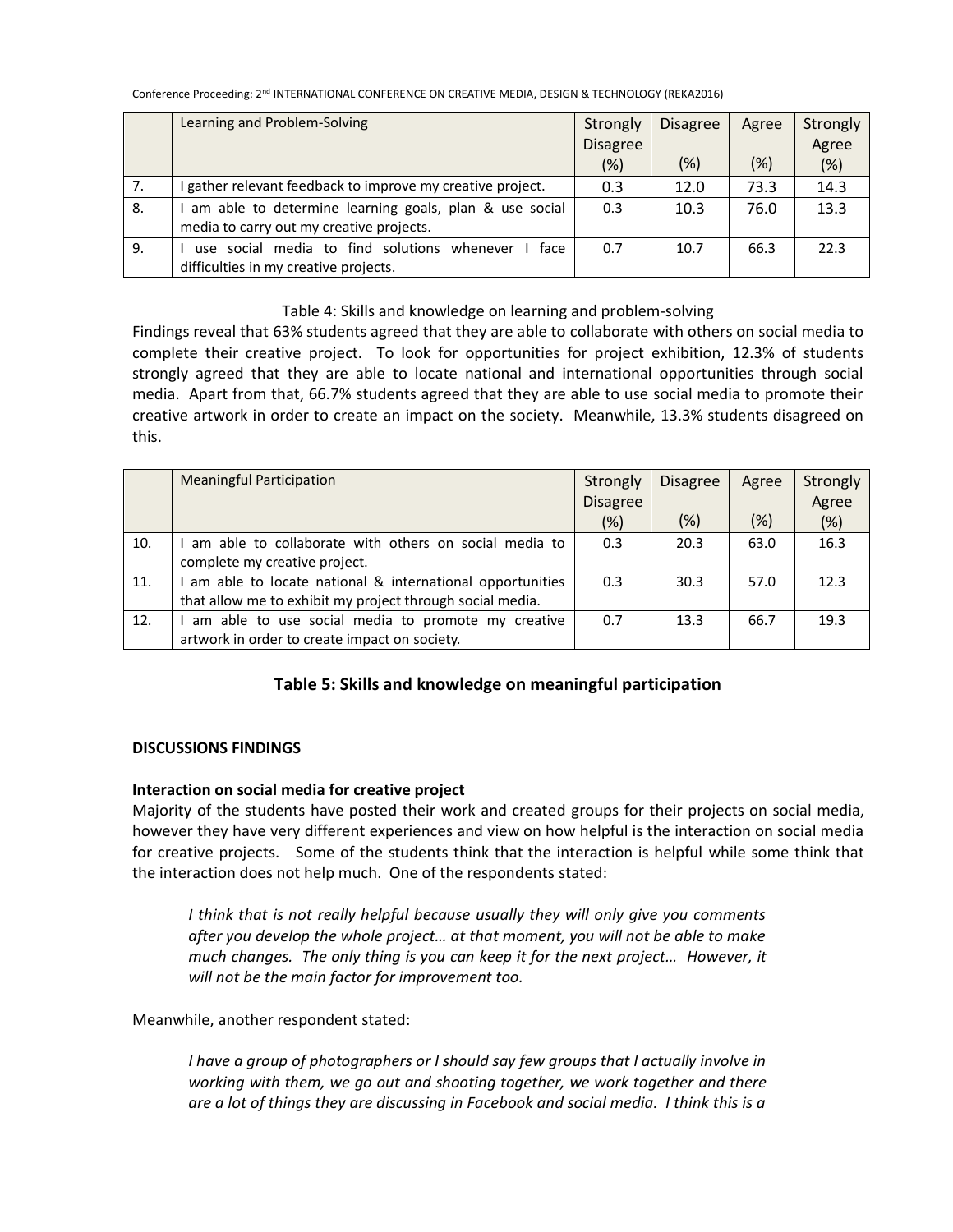| | Learning and Problem-Solving | Strongly Disagree (%) | Disagree (%) | Agree (%) | Strongly Agree (%) |
|---|---|---|---|---|---|
| 7. | I gather relevant feedback to improve my creative project. | 0.3 | 12.0 | 73.3 | 14.3 |
| 8. | I am able to determine learning goals, plan & use social media to carry out my creative projects. | 0.3 | 10.3 | 76.0 | 13.3 |
| 9. | I use social media to find solutions whenever I face difficulties in my creative projects. | 0.7 | 10.7 | 66.3 | 22.3 |

Table 4: Skills and knowledge on learning and problem-solving

Findings reveal that 63% students agreed that they are able to collaborate with others on social media to complete their creative project. To look for opportunities for project exhibition, 12.3% of students strongly agreed that they are able to locate national and international opportunities through social media. Apart from that, 66.7% students agreed that they are able to use social media to promote their creative artwork in order to create an impact on the society. Meanwhile, 13.3% students disagreed on this.

| | Meaningful Participation | Strongly Disagree (%) | Disagree (%) | Agree (%) | Strongly Agree (%) |
|---|---|---|---|---|---|
| 10. | I am able to collaborate with others on social media to complete my creative project. | 0.3 | 20.3 | 63.0 | 16.3 |
| 11. | I am able to locate national & international opportunities that allow me to exhibit my project through social media. | 0.3 | 30.3 | 57.0 | 12.3 |
| 12. | I am able to use social media to promote my creative artwork in order to create impact on society. | 0.7 | 13.3 | 66.7 | 19.3 |

**Table 5: Skills and knowledge on meaningful participation**

**DISCUSSIONS FINDINGS**

**Interaction on social media for creative project**

Majority of the students have posted their work and created groups for their projects on social media, however they have very different experiences and view on how helpful is the interaction on social media for creative projects. Some of the students think that the interaction is helpful while some think that the interaction does not help much. One of the respondents stated:

> *I think that is not really helpful because usually they will only give you comments after you develop the whole project… at that moment, you will not be able to make much changes. The only thing is you can keep it for the next project… However, it will not be the main factor for improvement too.*

Meanwhile, another respondent stated:

> *I have a group of photographers or I should say few groups that I actually involve in working with them, we go out and shooting together, we work together and there are a lot of things they are discussing in Facebook and social media. I think this is a*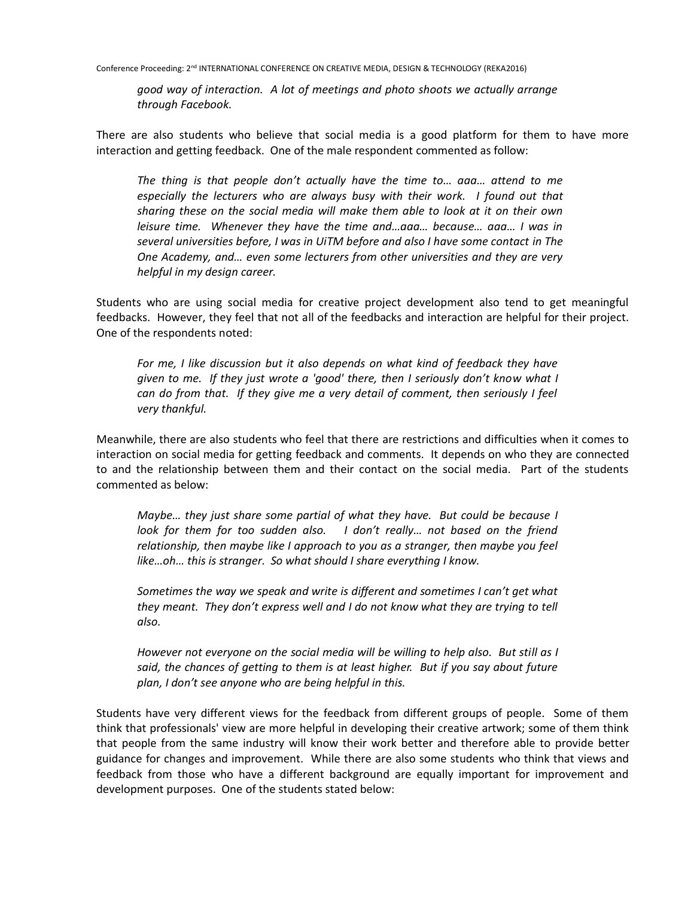> *good way of interaction. A lot of meetings and photo shoots we actually arrange through Facebook.*

There are also students who believe that social media is a good platform for them to have more interaction and getting feedback. One of the male respondent commented as follow:

> *The thing is that people don't actually have the time to… aaa… attend to me especially the lecturers who are always busy with their work. I found out that sharing these on the social media will make them able to look at it on their own leisure time. Whenever they have the time and…aaa… because… aaa… I was in several universities before, I was in UiTM before and also I have some contact in The One Academy, and… even some lecturers from other universities and they are very helpful in my design career.*

Students who are using social media for creative project development also tend to get meaningful feedbacks. However, they feel that not all of the feedbacks and interaction are helpful for their project. One of the respondents noted:

> *For me, I like discussion but it also depends on what kind of feedback they have given to me. If they just wrote a 'good' there, then I seriously don't know what I can do from that. If they give me a very detail of comment, then seriously I feel very thankful.*

Meanwhile, there are also students who feel that there are restrictions and difficulties when it comes to interaction on social media for getting feedback and comments. It depends on who they are connected to and the relationship between them and their contact on the social media. Part of the students commented as below:

> *Maybe… they just share some partial of what they have. But could be because I look for them for too sudden also. I don't really… not based on the friend relationship, then maybe like I approach to you as a stranger, then maybe you feel like…oh… this is stranger. So what should I share everything I know.*

> *Sometimes the way we speak and write is different and sometimes I can't get what they meant. They don't express well and I do not know what they are trying to tell also.*

> *However not everyone on the social media will be willing to help also. But still as I said, the chances of getting to them is at least higher. But if you say about future plan, I don't see anyone who are being helpful in this.*

Students have very different views for the feedback from different groups of people. Some of them think that professionals' view are more helpful in developing their creative artwork; some of them think that people from the same industry will know their work better and therefore able to provide better guidance for changes and improvement. While there are also some students who think that views and feedback from those who have a different background are equally important for improvement and development purposes. One of the students stated below: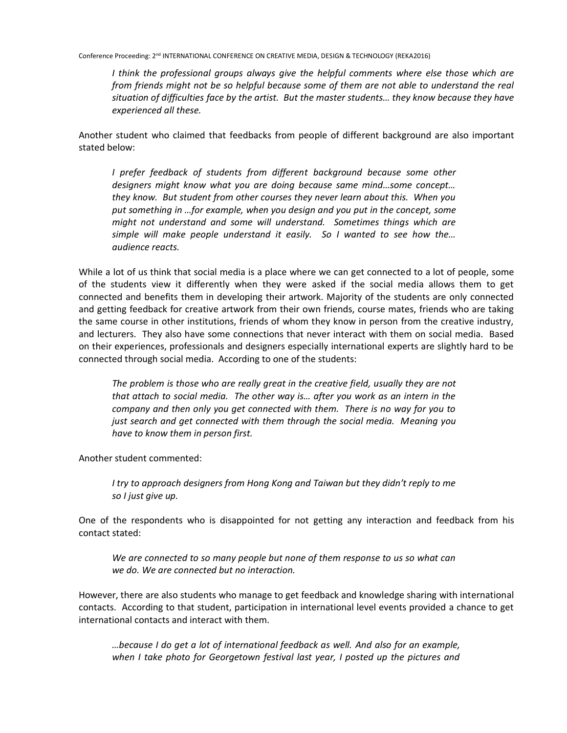*I think the professional groups always give the helpful comments where else those which are from friends might not be so helpful because some of them are not able to understand the real situation of difficulties face by the artist. But the master students… they know because they have experienced all these.*

Another student who claimed that feedbacks from people of different background are also important stated below:

> *I prefer feedback of students from different background because some other designers might know what you are doing because same mind…some concept… they know. But student from other courses they never learn about this. When you put something in …for example, when you design and you put in the concept, some might not understand and some will understand. Sometimes things which are simple will make people understand it easily. So I wanted to see how the… audience reacts.*

While a lot of us think that social media is a place where we can get connected to a lot of people, some of the students view it differently when they were asked if the social media allows them to get connected and benefits them in developing their artwork. Majority of the students are only connected and getting feedback for creative artwork from their own friends, course mates, friends who are taking the same course in other institutions, friends of whom they know in person from the creative industry, and lecturers. They also have some connections that never interact with them on social media. Based on their experiences, professionals and designers especially international experts are slightly hard to be connected through social media. According to one of the students:

> *The problem is those who are really great in the creative field, usually they are not that attach to social media. The other way is… after you work as an intern in the company and then only you get connected with them. There is no way for you to just search and get connected with them through the social media. Meaning you have to know them in person first.*

Another student commented:

> *I try to approach designers from Hong Kong and Taiwan but they didn't reply to me so I just give up.*

One of the respondents who is disappointed for not getting any interaction and feedback from his contact stated:

> *We are connected to so many people but none of them response to us so what can we do. We are connected but no interaction.*

However, there are also students who manage to get feedback and knowledge sharing with international contacts. According to that student, participation in international level events provided a chance to get international contacts and interact with them.

> *…because I do get a lot of international feedback as well. And also for an example, when I take photo for Georgetown festival last year, I posted up the pictures and*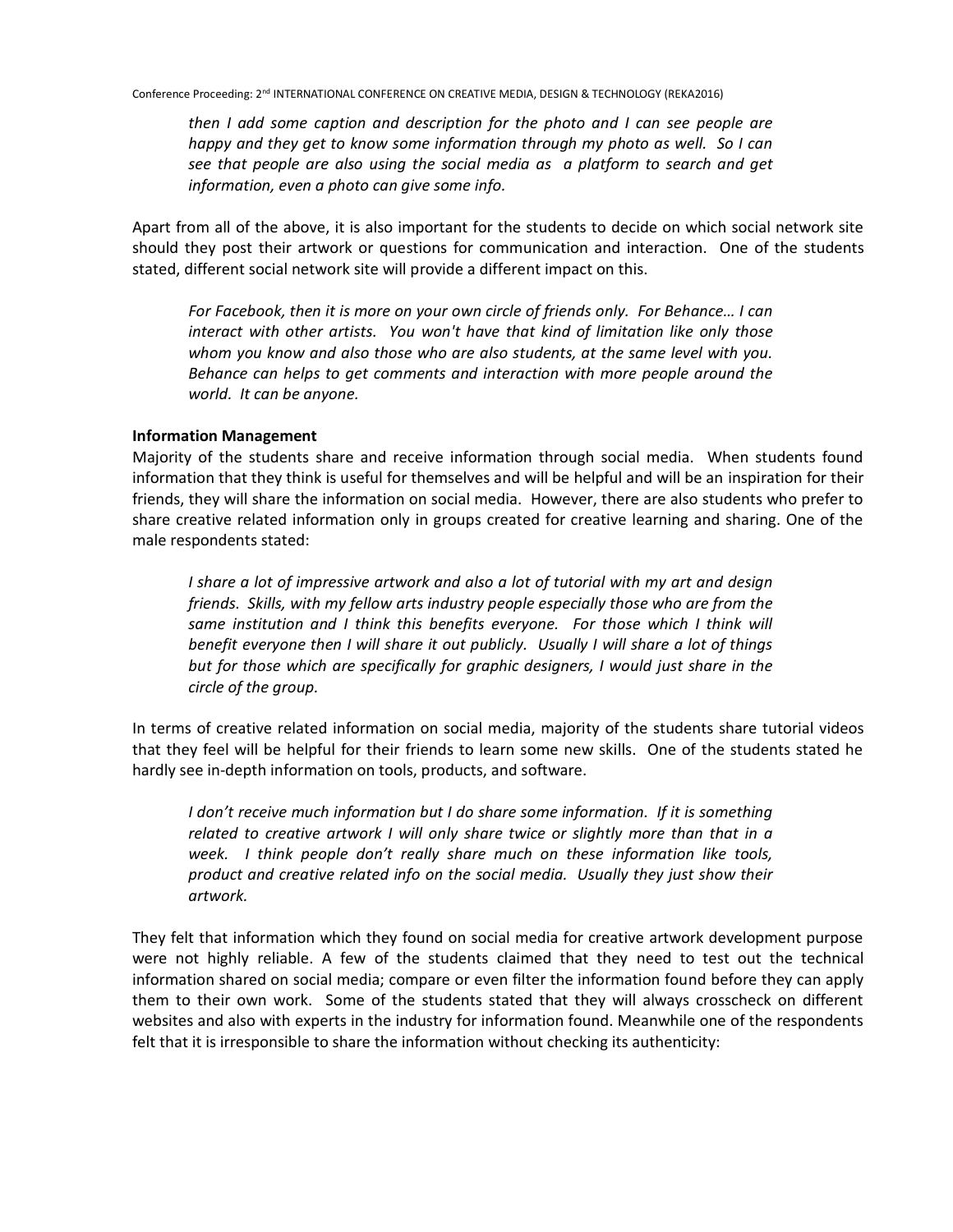> *then I add some caption and description for the photo and I can see people are happy and they get to know some information through my photo as well. So I can see that people are also using the social media as a platform to search and get information, even a photo can give some info.*

Apart from all of the above, it is also important for the students to decide on which social network site should they post their artwork or questions for communication and interaction. One of the students stated, different social network site will provide a different impact on this.

> *For Facebook, then it is more on your own circle of friends only. For Behance… I can interact with other artists. You won't have that kind of limitation like only those whom you know and also those who are also students, at the same level with you. Behance can helps to get comments and interaction with more people around the world. It can be anyone.*

**Information Management**

Majority of the students share and receive information through social media. When students found information that they think is useful for themselves and will be helpful and will be an inspiration for their friends, they will share the information on social media. However, there are also students who prefer to share creative related information only in groups created for creative learning and sharing. One of the male respondents stated:

> *I share a lot of impressive artwork and also a lot of tutorial with my art and design friends. Skills, with my fellow arts industry people especially those who are from the same institution and I think this benefits everyone. For those which I think will benefit everyone then I will share it out publicly. Usually I will share a lot of things but for those which are specifically for graphic designers, I would just share in the circle of the group.*

In terms of creative related information on social media, majority of the students share tutorial videos that they feel will be helpful for their friends to learn some new skills. One of the students stated he hardly see in-depth information on tools, products, and software.

> *I don't receive much information but I do share some information. If it is something related to creative artwork I will only share twice or slightly more than that in a week. I think people don't really share much on these information like tools, product and creative related info on the social media. Usually they just show their artwork.*

They felt that information which they found on social media for creative artwork development purpose were not highly reliable. A few of the students claimed that they need to test out the technical information shared on social media; compare or even filter the information found before they can apply them to their own work. Some of the students stated that they will always crosscheck on different websites and also with experts in the industry for information found. Meanwhile one of the respondents felt that it is irresponsible to share the information without checking its authenticity: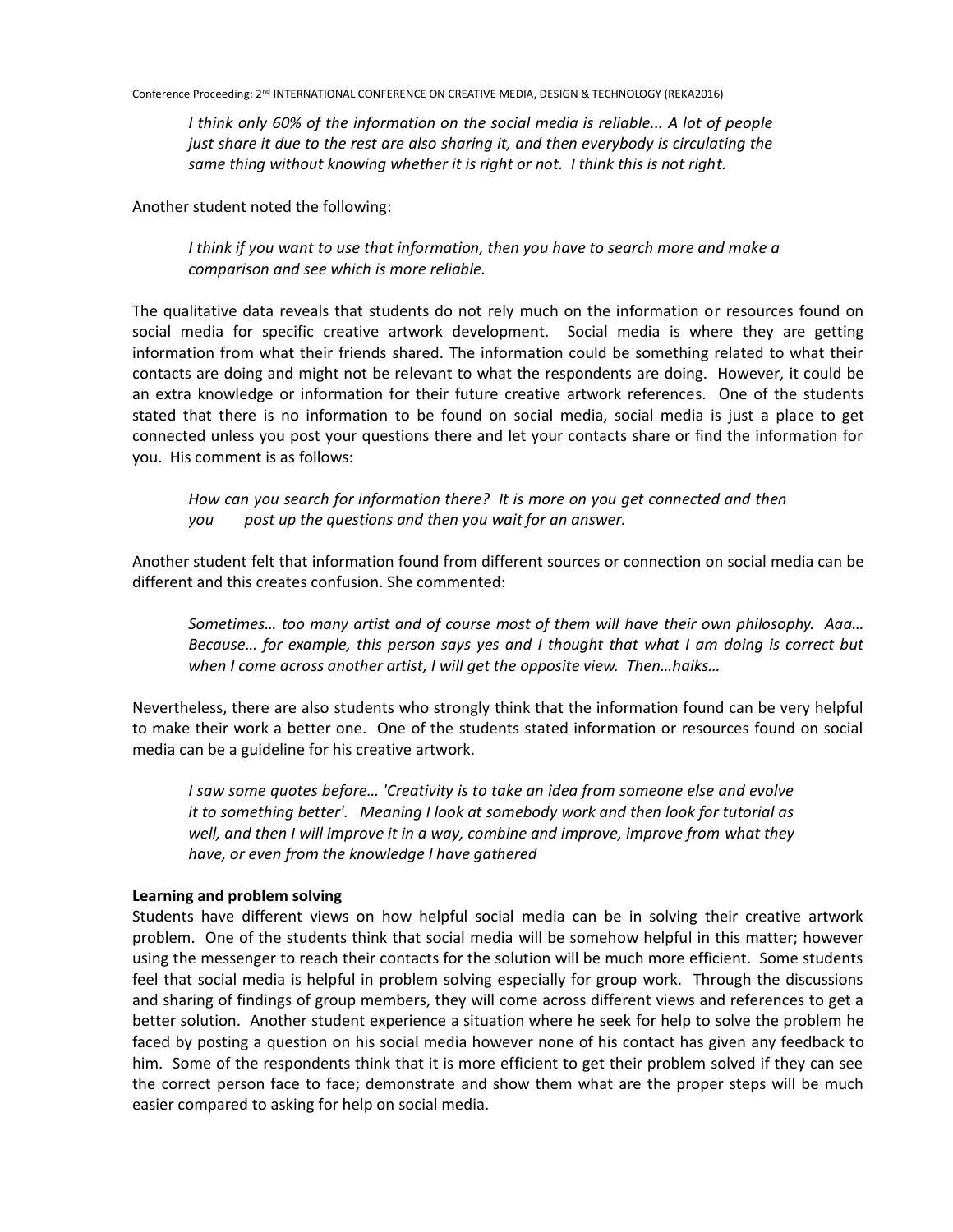*I think only 60% of the information on the social media is reliable... A lot of people just share it due to the rest are also sharing it, and then everybody is circulating the same thing without knowing whether it is right or not. I think this is not right.*

Another student noted the following:

*I think if you want to use that information, then you have to search more and make a comparison and see which is more reliable.*

The qualitative data reveals that students do not rely much on the information or resources found on social media for specific creative artwork development. Social media is where they are getting information from what their friends shared. The information could be something related to what their contacts are doing and might not be relevant to what the respondents are doing. However, it could be an extra knowledge or information for their future creative artwork references. One of the students stated that there is no information to be found on social media, social media is just a place to get connected unless you post your questions there and let your contacts share or find the information for you. His comment is as follows:

*How can you search for information there? It is more on you get connected and then you post up the questions and then you wait for an answer.*

Another student felt that information found from different sources or connection on social media can be different and this creates confusion. She commented:

*Sometimes… too many artist and of course most of them will have their own philosophy. Aaa… Because… for example, this person says yes and I thought that what I am doing is correct but when I come across another artist, I will get the opposite view. Then…haiks…*

Nevertheless, there are also students who strongly think that the information found can be very helpful to make their work a better one. One of the students stated information or resources found on social media can be a guideline for his creative artwork.

*I saw some quotes before… 'Creativity is to take an idea from someone else and evolve it to something better'. Meaning I look at somebody work and then look for tutorial as well, and then I will improve it in a way, combine and improve, improve from what they have, or even from the knowledge I have gathered*

**Learning and problem solving**

Students have different views on how helpful social media can be in solving their creative artwork problem. One of the students think that social media will be somehow helpful in this matter; however using the messenger to reach their contacts for the solution will be much more efficient. Some students feel that social media is helpful in problem solving especially for group work. Through the discussions and sharing of findings of group members, they will come across different views and references to get a better solution. Another student experience a situation where he seek for help to solve the problem he faced by posting a question on his social media however none of his contact has given any feedback to him. Some of the respondents think that it is more efficient to get their problem solved if they can see the correct person face to face; demonstrate and show them what are the proper steps will be much easier compared to asking for help on social media.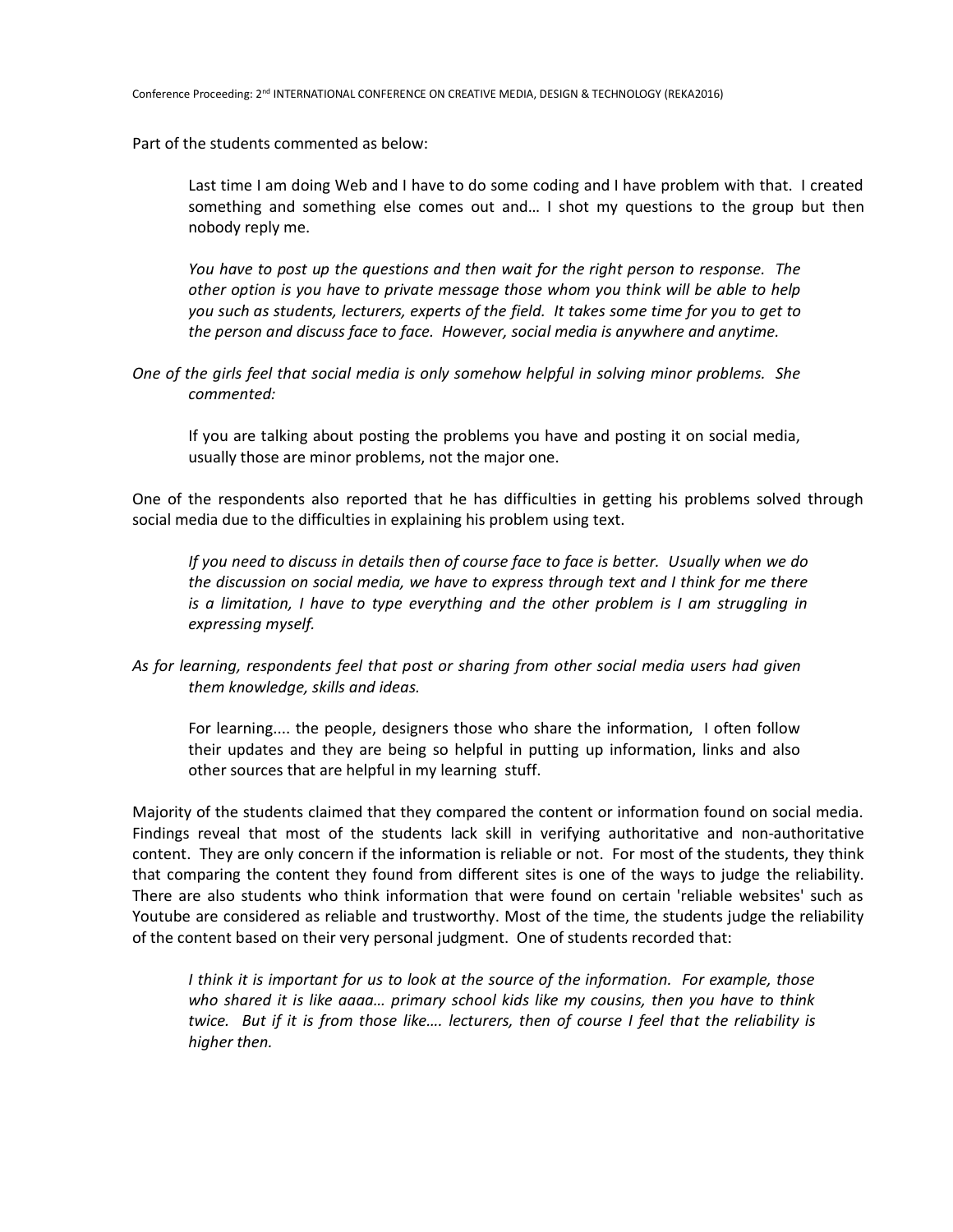Part of the students commented as below:

> Last time I am doing Web and I have to do some coding and I have problem with that. I created something and something else comes out and… I shot my questions to the group but then nobody reply me.
>
> *You have to post up the questions and then wait for the right person to response. The other option is you have to private message those whom you think will be able to help you such as students, lecturers, experts of the field. It takes some time for you to get to the person and discuss face to face. However, social media is anywhere and anytime.*

*One of the girls feel that social media is only somehow helpful in solving minor problems. She commented:*

> If you are talking about posting the problems you have and posting it on social media, usually those are minor problems, not the major one.

One of the respondents also reported that he has difficulties in getting his problems solved through social media due to the difficulties in explaining his problem using text.

> *If you need to discuss in details then of course face to face is better. Usually when we do the discussion on social media, we have to express through text and I think for me there is a limitation, I have to type everything and the other problem is I am struggling in expressing myself.*

*As for learning, respondents feel that post or sharing from other social media users had given them knowledge, skills and ideas.*

> For learning.... the people, designers those who share the information, I often follow their updates and they are being so helpful in putting up information, links and also other sources that are helpful in my learning stuff.

Majority of the students claimed that they compared the content or information found on social media. Findings reveal that most of the students lack skill in verifying authoritative and non-authoritative content. They are only concern if the information is reliable or not. For most of the students, they think that comparing the content they found from different sites is one of the ways to judge the reliability. There are also students who think information that were found on certain 'reliable websites' such as Youtube are considered as reliable and trustworthy. Most of the time, the students judge the reliability of the content based on their very personal judgment. One of students recorded that:

> *I think it is important for us to look at the source of the information. For example, those who shared it is like aaaa… primary school kids like my cousins, then you have to think twice. But if it is from those like…. lecturers, then of course I feel that the reliability is higher then.*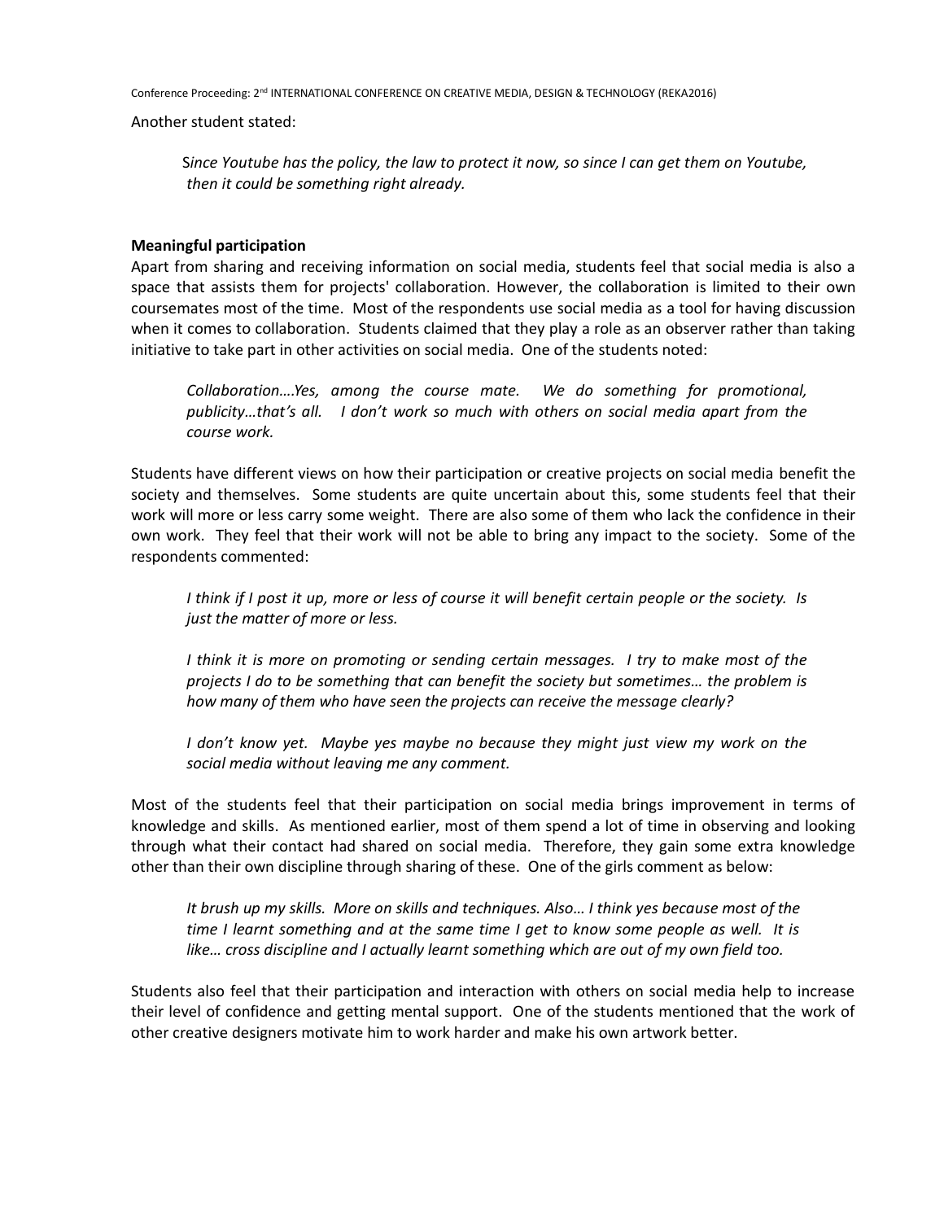Another student stated:

> *Since Youtube has the policy, the law to protect it now, so since I can get them on Youtube, then it could be something right already.*

**Meaningful participation**

Apart from sharing and receiving information on social media, students feel that social media is also a space that assists them for projects' collaboration. However, the collaboration is limited to their own coursemates most of the time. Most of the respondents use social media as a tool for having discussion when it comes to collaboration. Students claimed that they play a role as an observer rather than taking initiative to take part in other activities on social media. One of the students noted:

> *Collaboration….Yes, among the course mate. We do something for promotional, publicity…that's all. I don't work so much with others on social media apart from the course work.*

Students have different views on how their participation or creative projects on social media benefit the society and themselves. Some students are quite uncertain about this, some students feel that their work will more or less carry some weight. There are also some of them who lack the confidence in their own work. They feel that their work will not be able to bring any impact to the society. Some of the respondents commented:

> *I think if I post it up, more or less of course it will benefit certain people or the society. Is just the matter of more or less.*

> *I think it is more on promoting or sending certain messages. I try to make most of the projects I do to be something that can benefit the society but sometimes… the problem is how many of them who have seen the projects can receive the message clearly?*

> *I don't know yet. Maybe yes maybe no because they might just view my work on the social media without leaving me any comment.*

Most of the students feel that their participation on social media brings improvement in terms of knowledge and skills. As mentioned earlier, most of them spend a lot of time in observing and looking through what their contact had shared on social media. Therefore, they gain some extra knowledge other than their own discipline through sharing of these. One of the girls comment as below:

> *It brush up my skills. More on skills and techniques. Also… I think yes because most of the time I learnt something and at the same time I get to know some people as well. It is like… cross discipline and I actually learnt something which are out of my own field too.*

Students also feel that their participation and interaction with others on social media help to increase their level of confidence and getting mental support. One of the students mentioned that the work of other creative designers motivate him to work harder and make his own artwork better.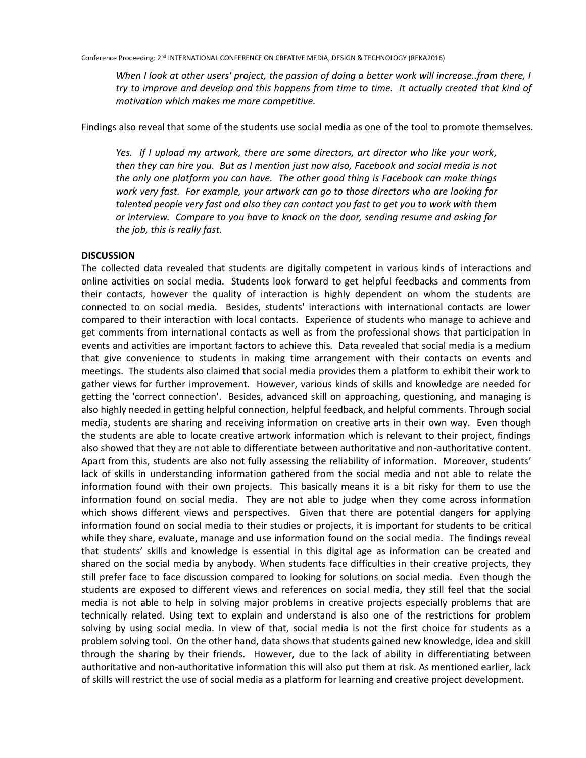> *When I look at other users' project, the passion of doing a better work will increase..from there, I try to improve and develop and this happens from time to time. It actually created that kind of motivation which makes me more competitive.*

Findings also reveal that some of the students use social media as one of the tool to promote themselves.

> *Yes. If I upload my artwork, there are some directors, art director who like your work, then they can hire you. But as I mention just now also, Facebook and social media is not the only one platform you can have. The other good thing is Facebook can make things work very fast. For example, your artwork can go to those directors who are looking for talented people very fast and also they can contact you fast to get you to work with them or interview. Compare to you have to knock on the door, sending resume and asking for the job, this is really fast.*

## DISCUSSION

The collected data revealed that students are digitally competent in various kinds of interactions and online activities on social media. Students look forward to get helpful feedbacks and comments from their contacts, however the quality of interaction is highly dependent on whom the students are connected to on social media. Besides, students' interactions with international contacts are lower compared to their interaction with local contacts. Experience of students who manage to achieve and get comments from international contacts as well as from the professional shows that participation in events and activities are important factors to achieve this. Data revealed that social media is a medium that give convenience to students in making time arrangement with their contacts on events and meetings. The students also claimed that social media provides them a platform to exhibit their work to gather views for further improvement. However, various kinds of skills and knowledge are needed for getting the 'correct connection'. Besides, advanced skill on approaching, questioning, and managing is also highly needed in getting helpful connection, helpful feedback, and helpful comments. Through social media, students are sharing and receiving information on creative arts in their own way. Even though the students are able to locate creative artwork information which is relevant to their project, findings also showed that they are not able to differentiate between authoritative and non-authoritative content. Apart from this, students are also not fully assessing the reliability of information. Moreover, students' lack of skills in understanding information gathered from the social media and not able to relate the information found with their own projects. This basically means it is a bit risky for them to use the information found on social media. They are not able to judge when they come across information which shows different views and perspectives. Given that there are potential dangers for applying information found on social media to their studies or projects, it is important for students to be critical while they share, evaluate, manage and use information found on the social media. The findings reveal that students' skills and knowledge is essential in this digital age as information can be created and shared on the social media by anybody. When students face difficulties in their creative projects, they still prefer face to face discussion compared to looking for solutions on social media. Even though the students are exposed to different views and references on social media, they still feel that the social media is not able to help in solving major problems in creative projects especially problems that are technically related. Using text to explain and understand is also one of the restrictions for problem solving by using social media. In view of that, social media is not the first choice for students as a problem solving tool. On the other hand, data shows that students gained new knowledge, idea and skill through the sharing by their friends. However, due to the lack of ability in differentiating between authoritative and non-authoritative information this will also put them at risk. As mentioned earlier, lack of skills will restrict the use of social media as a platform for learning and creative project development.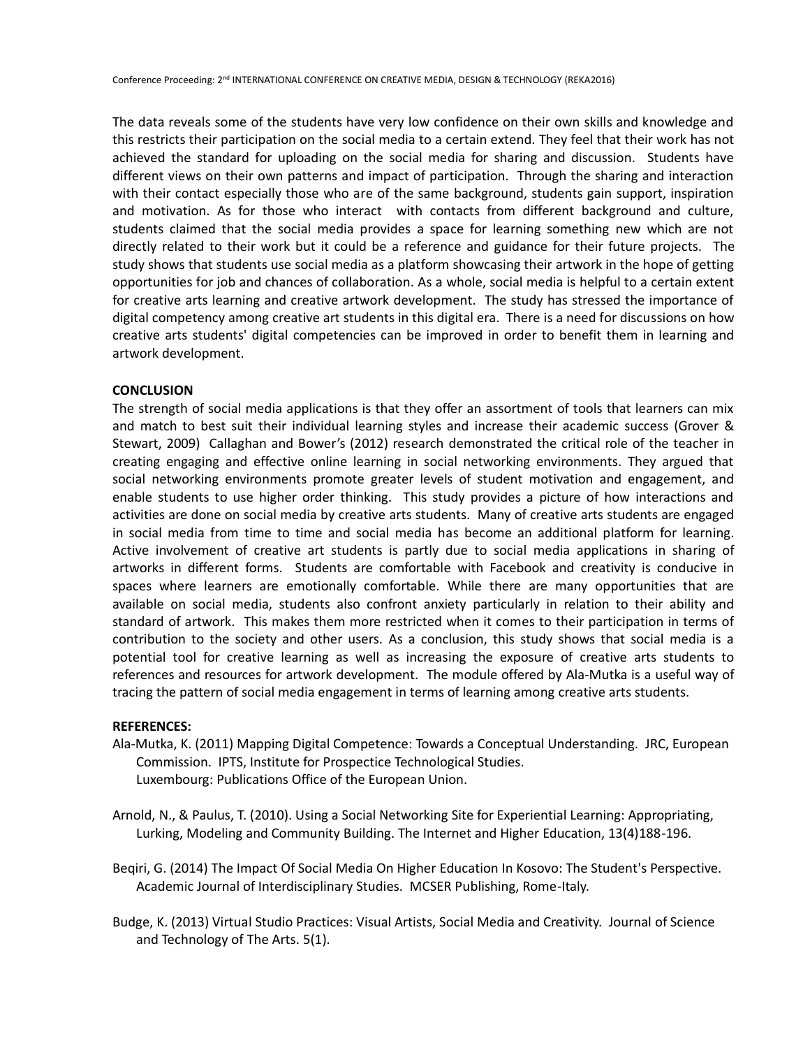The data reveals some of the students have very low confidence on their own skills and knowledge and this restricts their participation on the social media to a certain extend. They feel that their work has not achieved the standard for uploading on the social media for sharing and discussion. Students have different views on their own patterns and impact of participation. Through the sharing and interaction with their contact especially those who are of the same background, students gain support, inspiration and motivation. As for those who interact with contacts from different background and culture, students claimed that the social media provides a space for learning something new which are not directly related to their work but it could be a reference and guidance for their future projects. The study shows that students use social media as a platform showcasing their artwork in the hope of getting opportunities for job and chances of collaboration. As a whole, social media is helpful to a certain extent for creative arts learning and creative artwork development. The study has stressed the importance of digital competency among creative art students in this digital era. There is a need for discussions on how creative arts students' digital competencies can be improved in order to benefit them in learning and artwork development.

## CONCLUSION

The strength of social media applications is that they offer an assortment of tools that learners can mix and match to best suit their individual learning styles and increase their academic success (Grover & Stewart, 2009) Callaghan and Bower's (2012) research demonstrated the critical role of the teacher in creating engaging and effective online learning in social networking environments. They argued that social networking environments promote greater levels of student motivation and engagement, and enable students to use higher order thinking. This study provides a picture of how interactions and activities are done on social media by creative arts students. Many of creative arts students are engaged in social media from time to time and social media has become an additional platform for learning. Active involvement of creative art students is partly due to social media applications in sharing of artworks in different forms. Students are comfortable with Facebook and creativity is conducive in spaces where learners are emotionally comfortable. While there are many opportunities that are available on social media, students also confront anxiety particularly in relation to their ability and standard of artwork. This makes them more restricted when it comes to their participation in terms of contribution to the society and other users. As a conclusion, this study shows that social media is a potential tool for creative learning as well as increasing the exposure of creative arts students to references and resources for artwork development. The module offered by Ala-Mutka is a useful way of tracing the pattern of social media engagement in terms of learning among creative arts students.

## REFERENCES:

Ala-Mutka, K. (2011) Mapping Digital Competence: Towards a Conceptual Understanding. JRC, European Commission. IPTS, Institute for Prospectice Technological Studies. Luxembourg: Publications Office of the European Union.

Arnold, N., & Paulus, T. (2010). Using a Social Networking Site for Experiential Learning: Appropriating, Lurking, Modeling and Community Building. The Internet and Higher Education, 13(4)188-196.

Beqiri, G. (2014) The Impact Of Social Media On Higher Education In Kosovo: The Student's Perspective. Academic Journal of Interdisciplinary Studies. MCSER Publishing, Rome-Italy.

Budge, K. (2013) Virtual Studio Practices: Visual Artists, Social Media and Creativity. Journal of Science and Technology of The Arts. 5(1).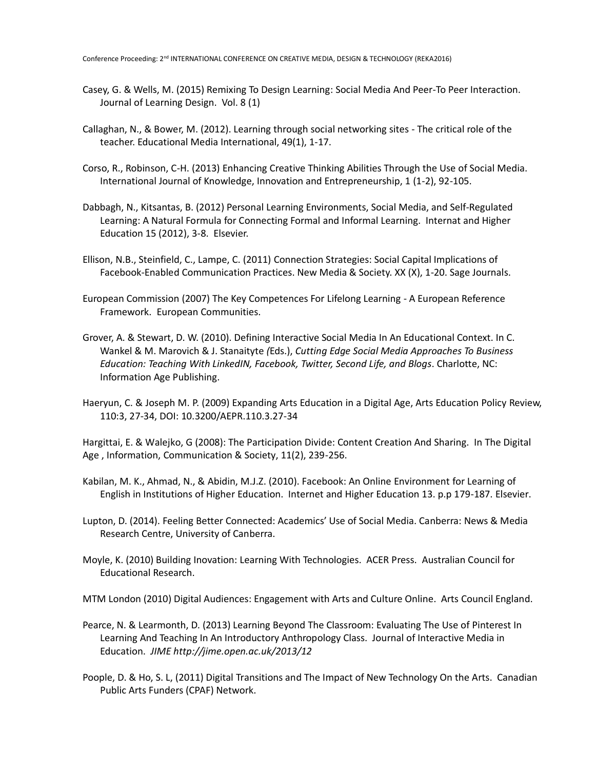Casey, G. & Wells, M. (2015) Remixing To Design Learning: Social Media And Peer-To Peer Interaction. Journal of Learning Design. Vol. 8 (1)

Callaghan, N., & Bower, M. (2012). Learning through social networking sites - The critical role of the teacher. Educational Media International, 49(1), 1-17.

Corso, R., Robinson, C-H. (2013) Enhancing Creative Thinking Abilities Through the Use of Social Media. International Journal of Knowledge, Innovation and Entrepreneurship, 1 (1-2), 92-105.

Dabbagh, N., Kitsantas, B. (2012) Personal Learning Environments, Social Media, and Self-Regulated Learning: A Natural Formula for Connecting Formal and Informal Learning. Internat and Higher Education 15 (2012), 3-8. Elsevier.

Ellison, N.B., Steinfield, C., Lampe, C. (2011) Connection Strategies: Social Capital Implications of Facebook-Enabled Communication Practices. New Media & Society. XX (X), 1-20. Sage Journals.

European Commission (2007) The Key Competences For Lifelong Learning - A European Reference Framework. European Communities.

Grover, A. & Stewart, D. W. (2010). Defining Interactive Social Media In An Educational Context. In C. Wankel & M. Marovich & J. Stanaityte *(*Eds.), *Cutting Edge Social Media Approaches To Business Education: Teaching With LinkedIN, Facebook, Twitter, Second Life, and Blogs*. Charlotte, NC: Information Age Publishing.

Haeryun, C. & Joseph M. P. (2009) Expanding Arts Education in a Digital Age, Arts Education Policy Review, 110:3, 27-34, DOI: 10.3200/AEPR.110.3.27-34

Hargittai, E. & Walejko, G (2008): The Participation Divide: Content Creation And Sharing. In The Digital Age , Information, Communication & Society, 11(2), 239-256.

Kabilan, M. K., Ahmad, N., & Abidin, M.J.Z. (2010). Facebook: An Online Environment for Learning of English in Institutions of Higher Education. Internet and Higher Education 13. p.p 179-187. Elsevier.

Lupton, D. (2014). Feeling Better Connected: Academics' Use of Social Media. Canberra: News & Media Research Centre, University of Canberra.

Moyle, K. (2010) Building Inovation: Learning With Technologies. ACER Press. Australian Council for Educational Research.

MTM London (2010) Digital Audiences: Engagement with Arts and Culture Online. Arts Council England.

Pearce, N. & Learmonth, D. (2013) Learning Beyond The Classroom: Evaluating The Use of Pinterest In Learning And Teaching In An Introductory Anthropology Class. Journal of Interactive Media in Education. *JIME http://jime.open.ac.uk/2013/12*

Poople, D. & Ho, S. L, (2011) Digital Transitions and The Impact of New Technology On the Arts. Canadian Public Arts Funders (CPAF) Network.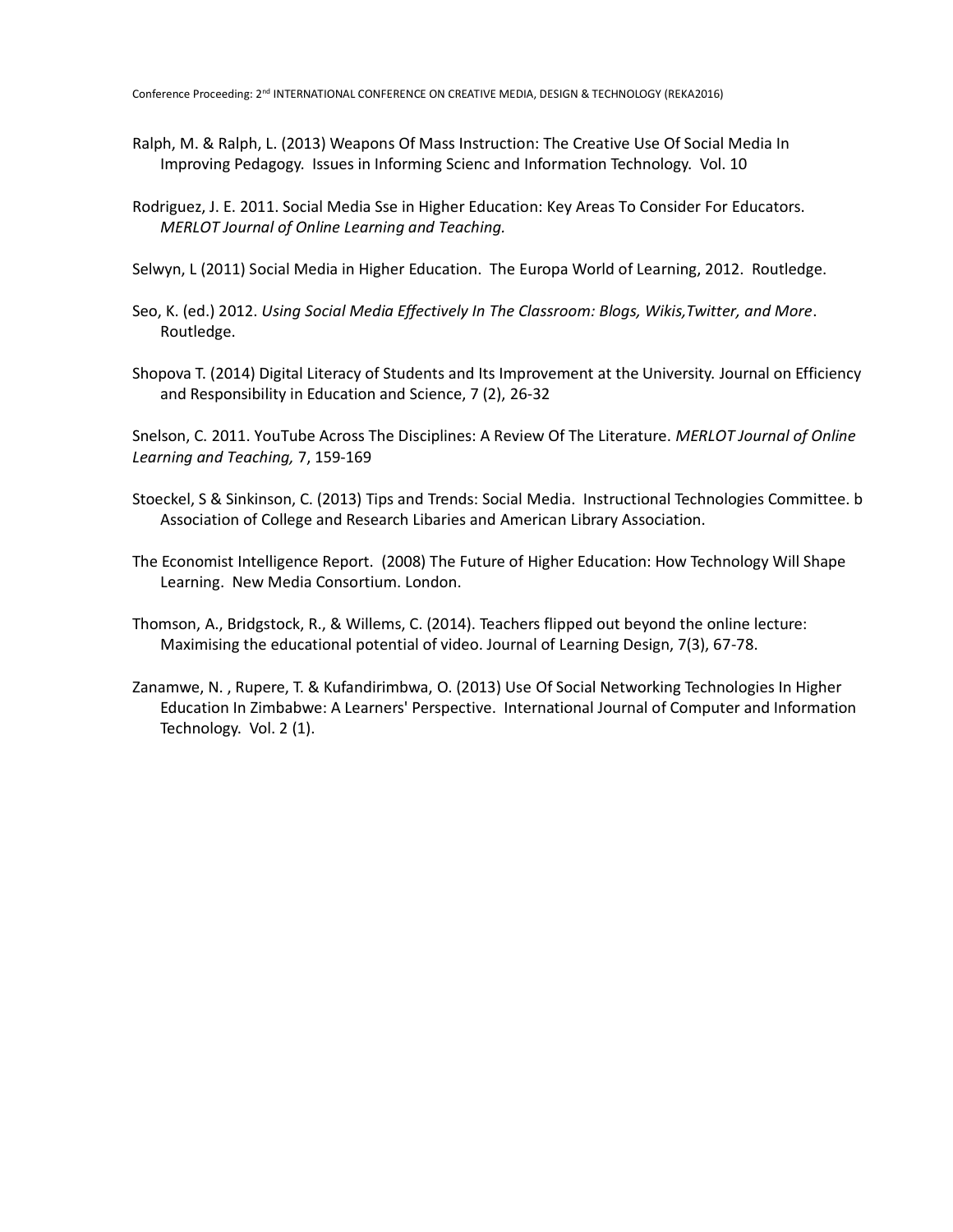Ralph, M. & Ralph, L. (2013) Weapons Of Mass Instruction: The Creative Use Of Social Media In Improving Pedagogy. Issues in Informing Scienc and Information Technology. Vol. 10

Rodriguez, J. E. 2011. Social Media Sse in Higher Education: Key Areas To Consider For Educators. *MERLOT Journal of Online Learning and Teaching.*

Selwyn, L (2011) Social Media in Higher Education. The Europa World of Learning, 2012. Routledge.

Seo, K. (ed.) 2012. *Using Social Media Effectively In The Classroom: Blogs, Wikis,Twitter, and More*. Routledge.

Shopova T. (2014) Digital Literacy of Students and Its Improvement at the University. Journal on Efficiency and Responsibility in Education and Science, 7 (2), 26-32

Snelson, C. 2011. YouTube Across The Disciplines: A Review Of The Literature. *MERLOT Journal of Online Learning and Teaching,* 7, 159-169

Stoeckel, S & Sinkinson, C. (2013) Tips and Trends: Social Media. Instructional Technologies Committee. b Association of College and Research Libaries and American Library Association.

The Economist Intelligence Report. (2008) The Future of Higher Education: How Technology Will Shape Learning. New Media Consortium. London.

Thomson, A., Bridgstock, R., & Willems, C. (2014). Teachers flipped out beyond the online lecture: Maximising the educational potential of video. Journal of Learning Design, 7(3), 67-78.

Zanamwe, N. , Rupere, T. & Kufandirimbwa, O. (2013) Use Of Social Networking Technologies In Higher Education In Zimbabwe: A Learners' Perspective. International Journal of Computer and Information Technology. Vol. 2 (1).